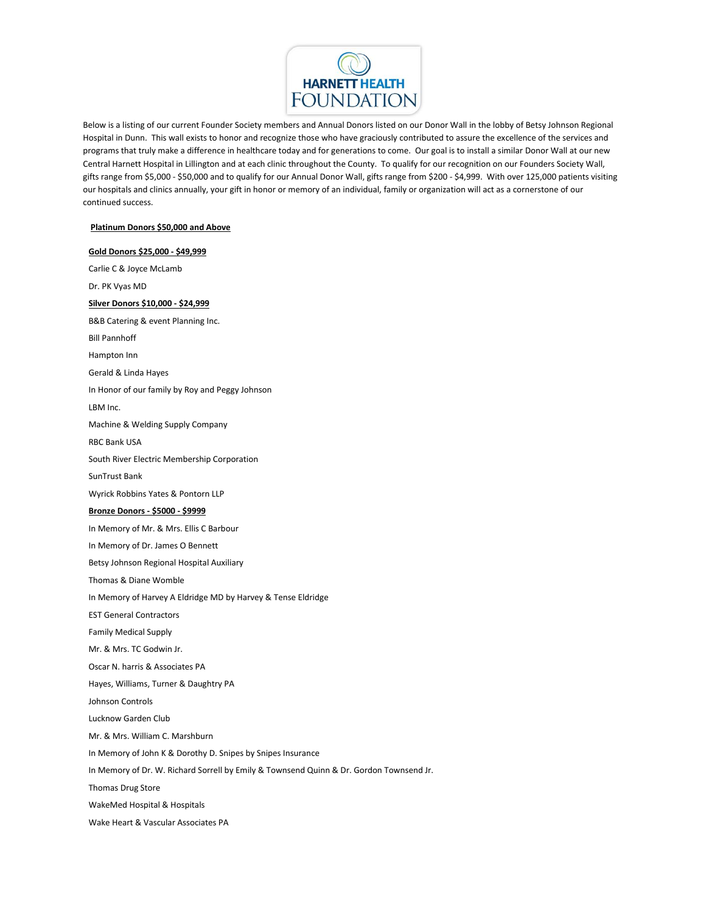# HARNETT HEALTH FOUNDATION

Below is a listing of our current Founder Society members and Annual Donors listed on our Donor Wall in the lobby of Betsy Johnson Regional Hospital in Dunn. This wall exists to honor and recognize those who have graciously contributed to assure the excellence of the services and programs that truly make a difference in healthcare today and for generations to come. Our goal is to install a similar Donor Wall at our new Central Harnett Hospital in Lillington and at each clinic throughout the County. To qualify for our recognition on our Founders Society Wall, gifts range from $5,000 - $50,000 and to qualify for our Annual Donor Wall, gifts range from $200 - $4,999. With over 125,000 patients visiting our hospitals and clinics annually, your gift in honor or memory of an individual, family or organization will act as a cornerstone of our continued success.

**Platinum Donors $50,000 and Above**

**Gold Donors $25,000 - $49,999**

Carlie C & Joyce McLamb

Dr. PK Vyas MD

**Silver Donors $10,000 - $24,999**

B&B Catering & event Planning Inc.

Bill Pannhoff

Hampton Inn

Gerald & Linda Hayes

In Honor of our family by Roy and Peggy Johnson

LBM Inc.

Machine & Welding Supply Company

RBC Bank USA

South River Electric Membership Corporation

SunTrust Bank

Wyrick Robbins Yates & Pontorn LLP

**Bronze Donors - $5000 - $9999**

In Memory of Mr. & Mrs. Ellis C Barbour

In Memory of Dr. James O Bennett

Betsy Johnson Regional Hospital Auxiliary

Thomas & Diane Womble

In Memory of Harvey A Eldridge MD by Harvey & Tense Eldridge

EST General Contractors

Family Medical Supply

Mr. & Mrs. TC Godwin Jr.

Oscar N. harris & Associates PA

Hayes, Williams, Turner & Daughtry PA

Johnson Controls

Lucknow Garden Club

Mr. & Mrs. William C. Marshburn

In Memory of John K & Dorothy D. Snipes by Snipes Insurance

In Memory of Dr. W. Richard Sorrell by Emily & Townsend Quinn & Dr. Gordon Townsend Jr.

Thomas Drug Store

WakeMed Hospital & Hospitals

Wake Heart & Vascular Associates PA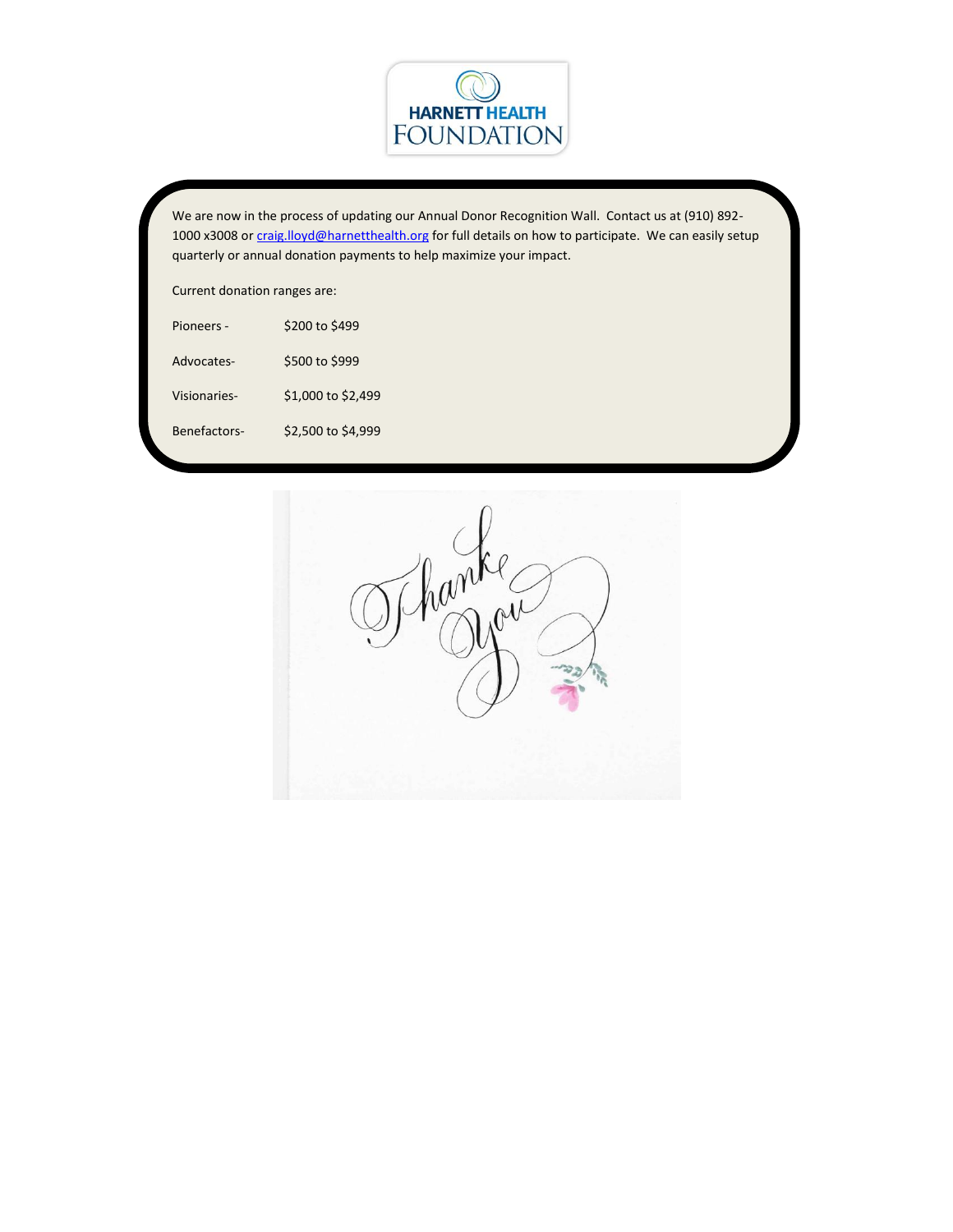HARNETT HEALTH FOUNDATION

We are now in the process of updating our Annual Donor Recognition Wall. Contact us at (910) 892-1000 x3008 or craig.lloyd@harnetthealth.org for full details on how to participate. We can easily setup quarterly or annual donation payments to help maximize your impact.

Current donation ranges are:

| | |
|---|---|
| Pioneers - | $200 to $499 |
| Advocates- | $500 to $999 |
| Visionaries- | $1,000 to $2,499 |
| Benefactors- | $2,500 to $4,999 |

Thank You